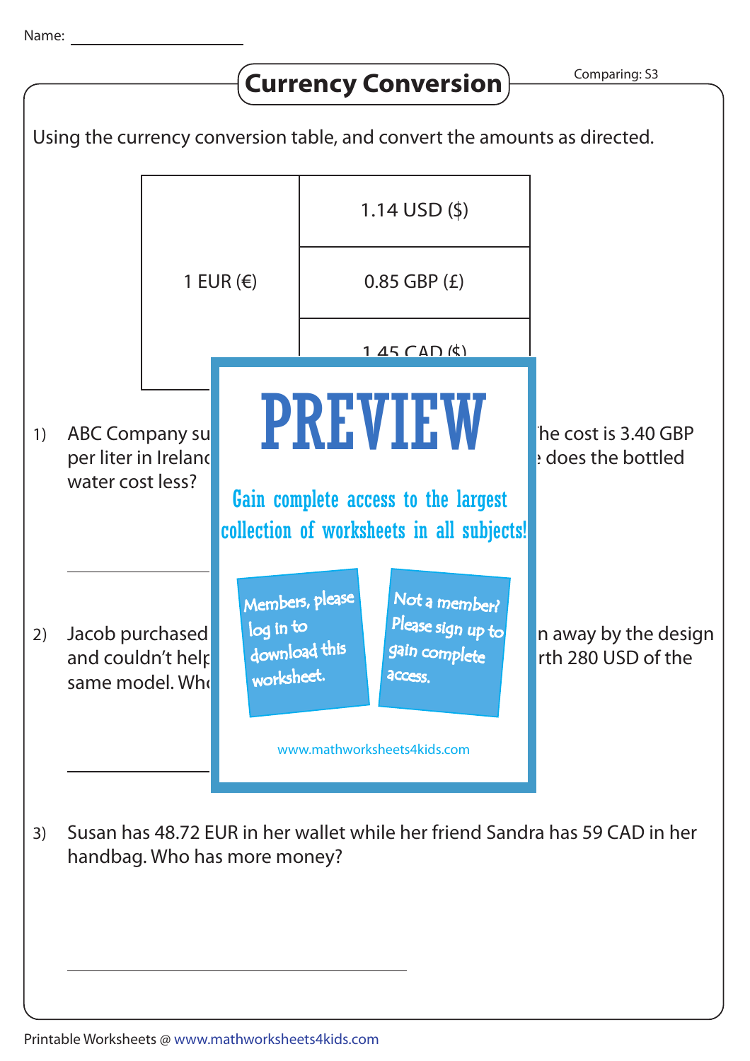Name: ____________________

# Currency Conversion

Comparing: S3

Using the currency conversion table, and convert the amounts as directed.

| | |
|---|---|
| 1 EUR (€) | 1.14 USD ($) |
| | 0.85 GBP (£) |
| | 1.45 CAD ($) |

# PREVIEW

Gain complete access to the largest collection of worksheets in all subjects!

Members, please log in to download this worksheet.

Not a member? Please sign up to gain complete access.

www.mathworksheets4kids.com

1) ABC Company su … he cost is 3.40 GBP per liter in Irelan … does the bottled water cost less?

_______________

2) Jacob purchased … n away by the design and couldn't help … rth 280 USD of the same model. Wh…

_______________

3) Susan has 48.72 EUR in her wallet while her friend Sandra has 59 CAD in her handbag. Who has more money?

_______________

Printable Worksheets @ www.mathworksheets4kids.com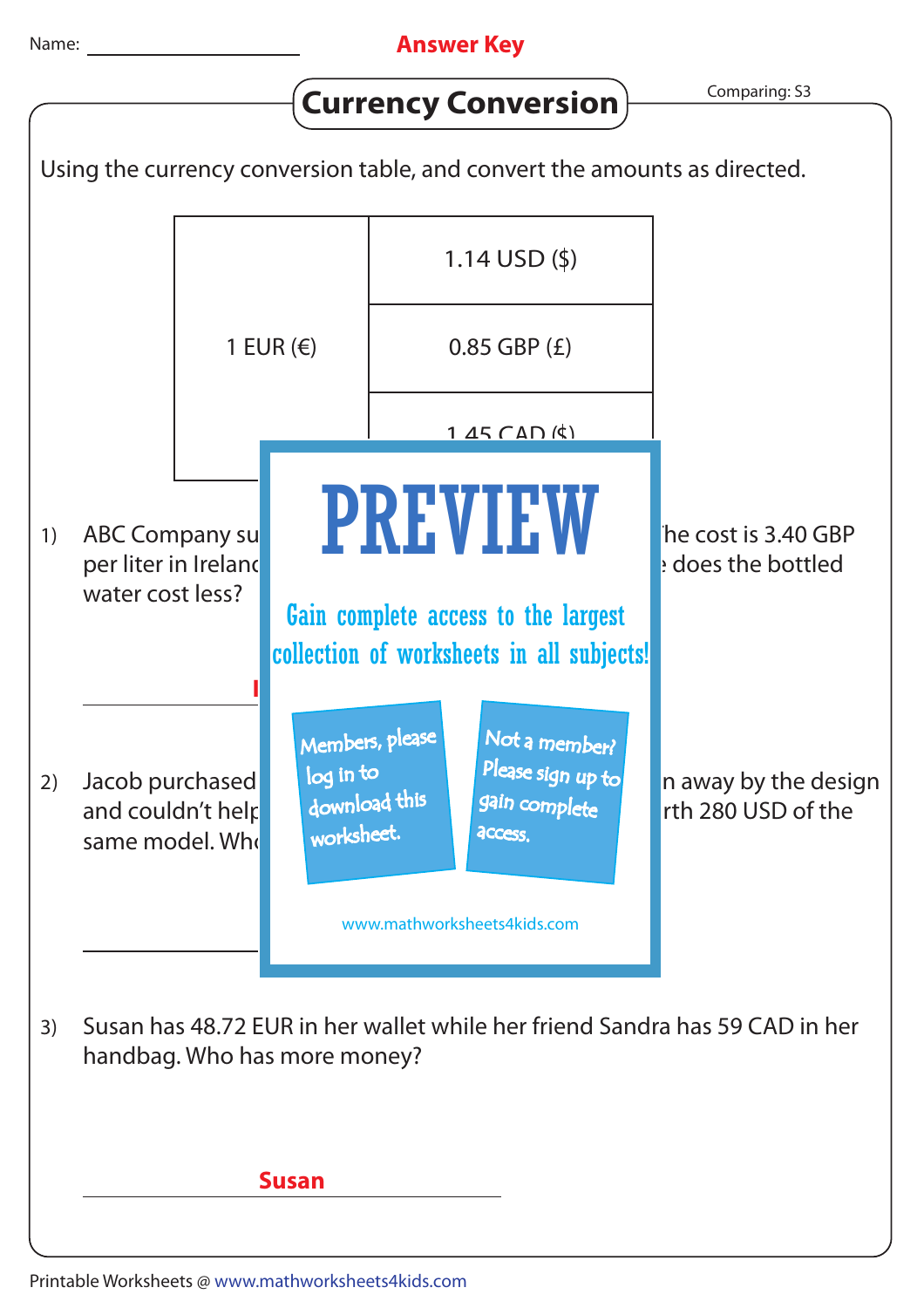Name: ____________________ **Answer Key**

# Currency Conversion

Comparing: S3

Using the currency conversion table, and convert the amounts as directed.

| | |
|---|---|
| 1 EUR (€) | 1.14 USD ($) |
| | 0.85 GBP (£) |
| | 1.45 CAD ($) |

PREVIEW

Gain complete access to the largest collection of worksheets in all subjects!

Members, please log in to download this worksheet.

Not a member? Please sign up to gain complete access.

www.mathworksheets4kids.com

1) ABC Company su ... The cost is 3.40 GBP per liter in Ireland ... does the bottled water cost less?

I

2) Jacob purchased ... n away by the design and couldn't help ... rth 280 USD of the same model. Wh...

3) Susan has 48.72 EUR in her wallet while her friend Sandra has 59 CAD in her handbag. Who has more money?

**Susan**